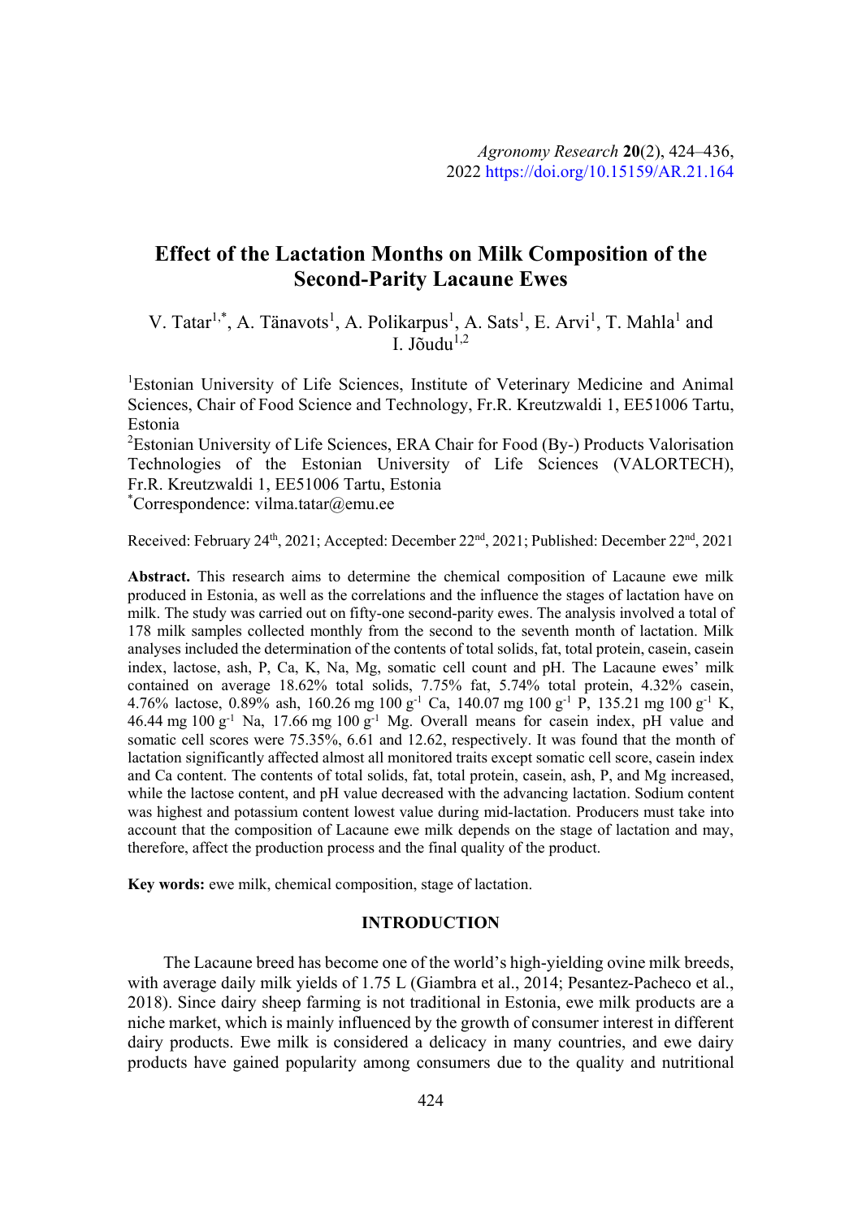# Effect of the Lactation Months on Milk Composition of the Second-Parity Lacaune Ewes

V. Tatar[1,*], A. Tänavots[1], A. Polikarpus[1], A. Sats[1], E. Arvi[1], T. Mahla[1] and I. Jõudu[1,2]

[1]Estonian University of Life Sciences, Institute of Veterinary Medicine and Animal Sciences, Chair of Food Science and Technology, Fr.R. Kreutzwaldi 1, EE51006 Tartu, Estonia

[2]Estonian University of Life Sciences, ERA Chair for Food (By-) Products Valorisation Technologies of the Estonian University of Life Sciences (VALORTECH), Fr.R. Kreutzwaldi 1, EE51006 Tartu, Estonia

[*]Correspondence: vilma.tatar@emu.ee

Received: February 24th, 2021; Accepted: December 22nd, 2021; Published: December 22nd, 2021

**Abstract.** This research aims to determine the chemical composition of Lacaune ewe milk produced in Estonia, as well as the correlations and the influence the stages of lactation have on milk. The study was carried out on fifty-one second-parity ewes. The analysis involved a total of 178 milk samples collected monthly from the second to the seventh month of lactation. Milk analyses included the determination of the contents of total solids, fat, total protein, casein, casein index, lactose, ash, P, Ca, K, Na, Mg, somatic cell count and pH. The Lacaune ewes' milk contained on average 18.62% total solids, 7.75% fat, 5.74% total protein, 4.32% casein, 4.76% lactose, 0.89% ash, 160.26 mg 100 $g^{-1}$ Ca, 140.07 mg 100 $g^{-1}$ P, 135.21 mg 100 $g^{-1}$ K, 46.44 mg 100 $g^{-1}$ Na, 17.66 mg 100 $g^{-1}$ Mg. Overall means for casein index, pH value and somatic cell scores were 75.35%, 6.61 and 12.62, respectively. It was found that the month of lactation significantly affected almost all monitored traits except somatic cell score, casein index and Ca content. The contents of total solids, fat, total protein, casein, ash, P, and Mg increased, while the lactose content, and pH value decreased with the advancing lactation. Sodium content was highest and potassium content lowest value during mid-lactation. Producers must take into account that the composition of Lacaune ewe milk depends on the stage of lactation and may, therefore, affect the production process and the final quality of the product.

**Key words:** ewe milk, chemical composition, stage of lactation.

## INTRODUCTION

The Lacaune breed has become one of the world's high-yielding ovine milk breeds, with average daily milk yields of 1.75 L (Giambra et al., 2014; Pesantez-Pacheco et al., 2018). Since dairy sheep farming is not traditional in Estonia, ewe milk products are a niche market, which is mainly influenced by the growth of consumer interest in different dairy products. Ewe milk is considered a delicacy in many countries, and ewe dairy products have gained popularity among consumers due to the quality and nutritional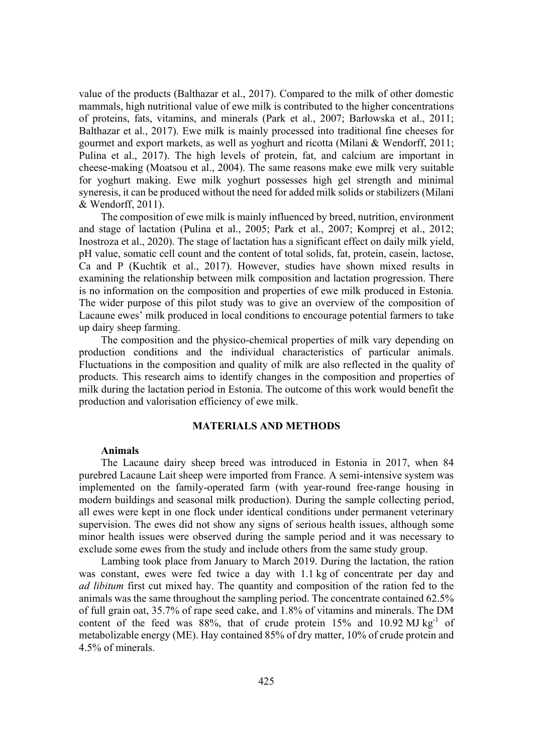value of the products (Balthazar et al., 2017). Compared to the milk of other domestic mammals, high nutritional value of ewe milk is contributed to the higher concentrations of proteins, fats, vitamins, and minerals (Park et al., 2007; Barłowska et al., 2011; Balthazar et al., 2017). Ewe milk is mainly processed into traditional fine cheeses for gourmet and export markets, as well as yoghurt and ricotta (Milani & Wendorff, 2011; Pulina et al., 2017). The high levels of protein, fat, and calcium are important in cheese-making (Moatsou et al., 2004). The same reasons make ewe milk very suitable for yoghurt making. Ewe milk yoghurt possesses high gel strength and minimal syneresis, it can be produced without the need for added milk solids or stabilizers (Milani & Wendorff, 2011).

The composition of ewe milk is mainly influenced by breed, nutrition, environment and stage of lactation (Pulina et al., 2005; Park et al., 2007; Komprej et al., 2012; Inostroza et al., 2020). The stage of lactation has a significant effect on daily milk yield, pH value, somatic cell count and the content of total solids, fat, protein, casein, lactose, Ca and P (Kuchtík et al., 2017). However, studies have shown mixed results in examining the relationship between milk composition and lactation progression. There is no information on the composition and properties of ewe milk produced in Estonia. The wider purpose of this pilot study was to give an overview of the composition of Lacaune ewes' milk produced in local conditions to encourage potential farmers to take up dairy sheep farming.

The composition and the physico-chemical properties of milk vary depending on production conditions and the individual characteristics of particular animals. Fluctuations in the composition and quality of milk are also reflected in the quality of products. This research aims to identify changes in the composition and properties of milk during the lactation period in Estonia. The outcome of this work would benefit the production and valorisation efficiency of ewe milk.

## MATERIALS AND METHODS

### Animals

The Lacaune dairy sheep breed was introduced in Estonia in 2017, when 84 purebred Lacaune Lait sheep were imported from France. A semi-intensive system was implemented on the family-operated farm (with year-round free-range housing in modern buildings and seasonal milk production). During the sample collecting period, all ewes were kept in one flock under identical conditions under permanent veterinary supervision. The ewes did not show any signs of serious health issues, although some minor health issues were observed during the sample period and it was necessary to exclude some ewes from the study and include others from the same study group.

Lambing took place from January to March 2019. During the lactation, the ration was constant, ewes were fed twice a day with 1.1 kg of concentrate per day and *ad libitum* first cut mixed hay. The quantity and composition of the ration fed to the animals was the same throughout the sampling period. The concentrate contained 62.5% of full grain oat, 35.7% of rape seed cake, and 1.8% of vitamins and minerals. The DM content of the feed was 88%, that of crude protein 15% and 10.92 MJ $kg^{-1}$ of metabolizable energy (ME). Hay contained 85% of dry matter, 10% of crude protein and 4.5% of minerals.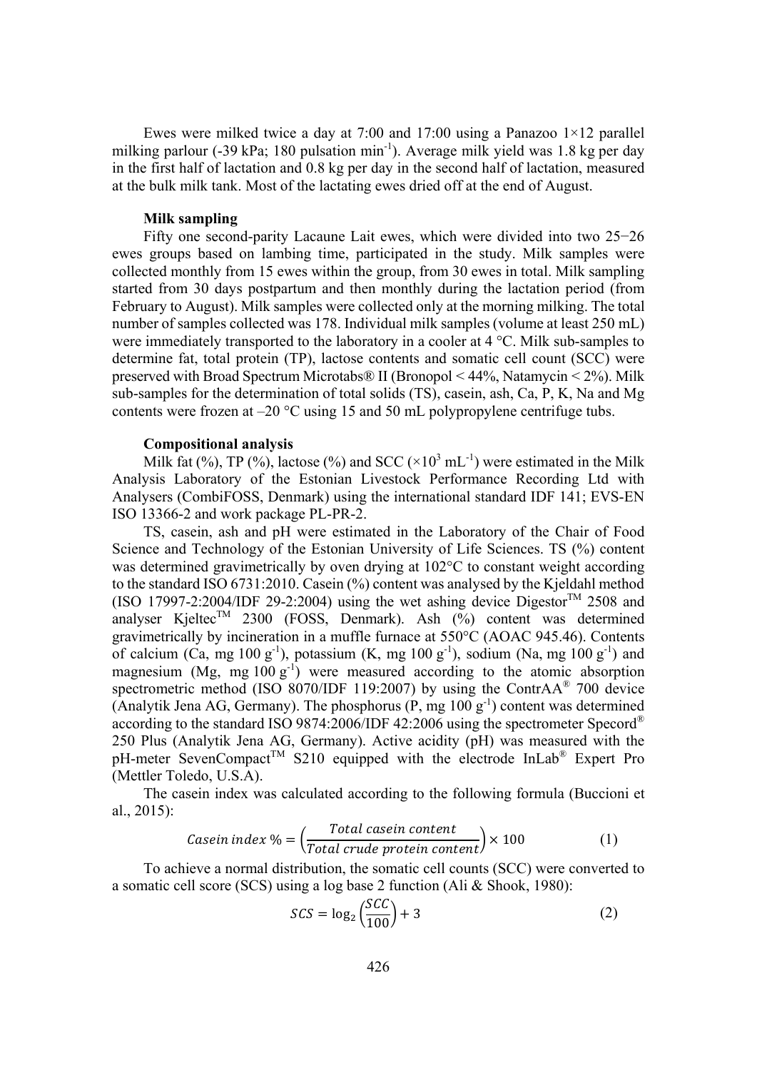Ewes were milked twice a day at 7:00 and 17:00 using a Panazoo 1×12 parallel milking parlour (-39 kPa; 180 pulsation $min^{-1}$). Average milk yield was 1.8 kg per day in the first half of lactation and 0.8 kg per day in the second half of lactation, measured at the bulk milk tank. Most of the lactating ewes dried off at the end of August.

### Milk sampling

Fifty one second-parity Lacaune Lait ewes, which were divided into two 25−26 ewes groups based on lambing time, participated in the study. Milk samples were collected monthly from 15 ewes within the group, from 30 ewes in total. Milk sampling started from 30 days postpartum and then monthly during the lactation period (from February to August). Milk samples were collected only at the morning milking. The total number of samples collected was 178. Individual milk samples (volume at least 250 mL) were immediately transported to the laboratory in a cooler at 4 °C. Milk sub-samples to determine fat, total protein (TP), lactose contents and somatic cell count (SCC) were preserved with Broad Spectrum Microtabs® II (Bronopol < 44%, Natamycin < 2%). Milk sub-samples for the determination of total solids (TS), casein, ash, Ca, P, K, Na and Mg contents were frozen at –20 °C using 15 and 50 mL polypropylene centrifuge tubes.

### Compositional analysis

Milk fat (%), TP (%), lactose (%) and SCC ($\times 10^3$ $mL^{-1}$) were estimated in the Milk Analysis Laboratory of the Estonian Livestock Performance Recording Ltd with Analysers (CombiFOSS, Denmark) using the international standard IDF 141; EVS-EN ISO 13366-2 and work package PL-PR-2.

TS, casein, ash and pH were estimated in the Laboratory of the Chair of Food Science and Technology of the Estonian University of Life Sciences. TS (%) content was determined gravimetrically by oven drying at 102°C to constant weight according to the standard ISO 6731:2010. Casein (%) content was analysed by the Kjeldahl method (ISO 17997-2:2004/IDF 29-2:2004) using the wet ashing device Digestor™ 2508 and analyser Kjeltec™ 2300 (FOSS, Denmark). Ash (%) content was determined gravimetrically by incineration in a muffle furnace at 550°C (AOAC 945.46). Contents of calcium (Ca, mg 100 $g^{-1}$), potassium (K, mg 100 $g^{-1}$), sodium (Na, mg 100 $g^{-1}$) and magnesium (Mg, mg 100 $g^{-1}$) were measured according to the atomic absorption spectrometric method (ISO 8070/IDF 119:2007) by using the ContrAA® 700 device (Analytik Jena AG, Germany). The phosphorus (P, mg 100 $g^{-1}$) content was determined according to the standard ISO 9874:2006/IDF 42:2006 using the spectrometer Specord® 250 Plus (Analytik Jena AG, Germany). Active acidity (pH) was measured with the pH-meter SevenCompact™ S210 equipped with the electrode InLab® Expert Pro (Mettler Toledo, U.S.A).

The casein index was calculated according to the following formula (Buccioni et al., 2015):

$$Casein\ index\ \% = \left(\frac{Total\ casein\ content}{Total\ crude\ protein\ content}\right) \times 100 \quad (1)$$

To achieve a normal distribution, the somatic cell counts (SCC) were converted to a somatic cell score (SCS) using a log base 2 function (Ali & Shook, 1980):

$$SCS = \log_2\left(\frac{SCC}{100}\right) + 3 \quad (2)$$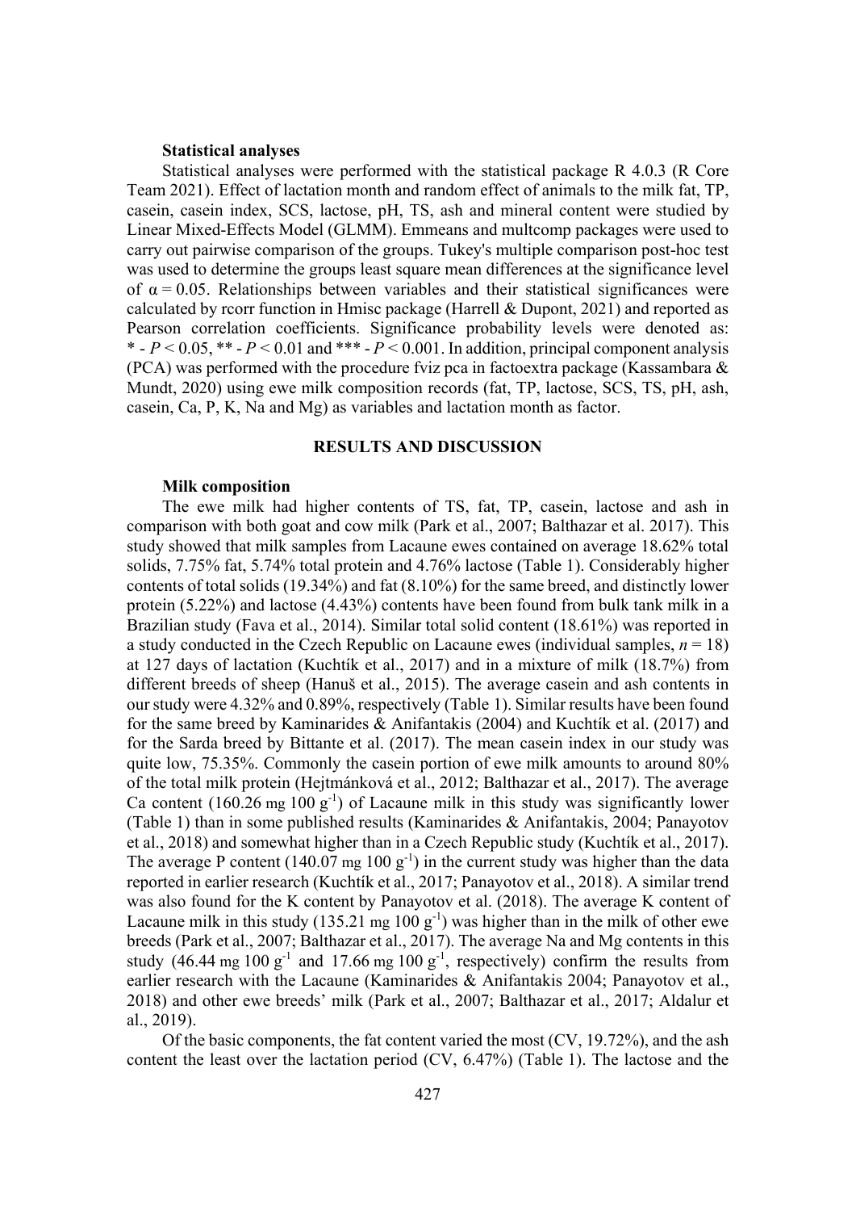### Statistical analyses

Statistical analyses were performed with the statistical package R 4.0.3 (R Core Team 2021). Effect of lactation month and random effect of animals to the milk fat, TP, casein, casein index, SCS, lactose, pH, TS, ash and mineral content were studied by Linear Mixed-Effects Model (GLMM). Emmeans and multcomp packages were used to carry out pairwise comparison of the groups. Tukey's multiple comparison post-hoc test was used to determine the groups least square mean differences at the significance level of $\alpha = 0.05$. Relationships between variables and their statistical significances were calculated by rcorr function in Hmisc package (Harrell & Dupont, 2021) and reported as Pearson correlation coefficients. Significance probability levels were denoted as: * - $P < 0.05$, ** - $P < 0.01$ and *** - $P < 0.001$. In addition, principal component analysis (PCA) was performed with the procedure fviz pca in factoextra package (Kassambara & Mundt, 2020) using ewe milk composition records (fat, TP, lactose, SCS, TS, pH, ash, casein, Ca, P, K, Na and Mg) as variables and lactation month as factor.

## RESULTS AND DISCUSSION

### Milk composition

The ewe milk had higher contents of TS, fat, TP, casein, lactose and ash in comparison with both goat and cow milk (Park et al., 2007; Balthazar et al. 2017). This study showed that milk samples from Lacaune ewes contained on average 18.62% total solids, 7.75% fat, 5.74% total protein and 4.76% lactose (Table 1). Considerably higher contents of total solids (19.34%) and fat (8.10%) for the same breed, and distinctly lower protein (5.22%) and lactose (4.43%) contents have been found from bulk tank milk in a Brazilian study (Fava et al., 2014). Similar total solid content (18.61%) was reported in a study conducted in the Czech Republic on Lacaune ewes (individual samples, $n = 18$) at 127 days of lactation (Kuchtík et al., 2017) and in a mixture of milk (18.7%) from different breeds of sheep (Hanuš et al., 2015). The average casein and ash contents in our study were 4.32% and 0.89%, respectively (Table 1). Similar results have been found for the same breed by Kaminarides & Anifantakis (2004) and Kuchtík et al. (2017) and for the Sarda breed by Bittante et al. (2017). The mean casein index in our study was quite low, 75.35%. Commonly the casein portion of ewe milk amounts to around 80% of the total milk protein (Hejtmánková et al., 2012; Balthazar et al., 2017). The average Ca content (160.26 mg 100 $g^{-1}$) of Lacaune milk in this study was significantly lower (Table 1) than in some published results (Kaminarides & Anifantakis, 2004; Panayotov et al., 2018) and somewhat higher than in a Czech Republic study (Kuchtík et al., 2017). The average P content (140.07 mg 100 $g^{-1}$) in the current study was higher than the data reported in earlier research (Kuchtík et al., 2017; Panayotov et al., 2018). A similar trend was also found for the K content by Panayotov et al. (2018). The average K content of Lacaune milk in this study (135.21 mg 100 $g^{-1}$) was higher than in the milk of other ewe breeds (Park et al., 2007; Balthazar et al., 2017). The average Na and Mg contents in this study (46.44 mg 100 $g^{-1}$ and 17.66 mg 100 $g^{-1}$, respectively) confirm the results from earlier research with the Lacaune (Kaminarides & Anifantakis 2004; Panayotov et al., 2018) and other ewe breeds' milk (Park et al., 2007; Balthazar et al., 2017; Aldalur et al., 2019).

Of the basic components, the fat content varied the most (CV, 19.72%), and the ash content the least over the lactation period (CV, 6.47%) (Table 1). The lactose and the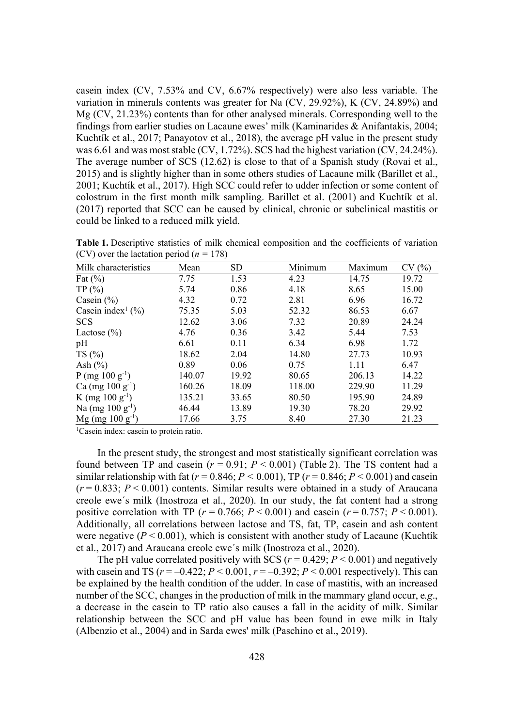casein index (CV, 7.53% and CV, 6.67% respectively) were also less variable. The variation in minerals contents was greater for Na (CV, 29.92%), K (CV, 24.89%) and Mg (CV, 21.23%) contents than for other analysed minerals. Corresponding well to the findings from earlier studies on Lacaune ewes' milk (Kaminarides & Anifantakis, 2004; Kuchtík et al., 2017; Panayotov et al., 2018), the average pH value in the present study was 6.61 and was most stable (CV, 1.72%). SCS had the highest variation (CV, 24.24%). The average number of SCS (12.62) is close to that of a Spanish study (Rovai et al., 2015) and is slightly higher than in some others studies of Lacaune milk (Barillet et al., 2001; Kuchtík et al., 2017). High SCC could refer to udder infection or some content of colostrum in the first month milk sampling. Barillet et al. (2001) and Kuchtík et al. (2017) reported that SCC can be caused by clinical, chronic or subclinical mastitis or could be linked to a reduced milk yield.

**Table 1.** Descriptive statistics of milk chemical composition and the coefficients of variation (CV) over the lactation period ($n$ = 178)

| Milk characteristics | Mean | SD | Minimum | Maximum | CV (%) |
|---|---|---|---|---|---|
| Fat (%) | 7.75 | 1.53 | 4.23 | 14.75 | 19.72 |
| TP (%) | 5.74 | 0.86 | 4.18 | 8.65 | 15.00 |
| Casein (%) | 4.32 | 0.72 | 2.81 | 6.96 | 16.72 |
| Casein index[1] (%) | 75.35 | 5.03 | 52.32 | 86.53 | 6.67 |
| SCS | 12.62 | 3.06 | 7.32 | 20.89 | 24.24 |
| Lactose (%) | 4.76 | 0.36 | 3.42 | 5.44 | 7.53 |
| pH | 6.61 | 0.11 | 6.34 | 6.98 | 1.72 |
| TS (%) | 18.62 | 2.04 | 14.80 | 27.73 | 10.93 |
| Ash (%) | 0.89 | 0.06 | 0.75 | 1.11 | 6.47 |
| P (mg 100 $g^{-1}$) | 140.07 | 19.92 | 80.65 | 206.13 | 14.22 |
| Ca (mg 100 $g^{-1}$) | 160.26 | 18.09 | 118.00 | 229.90 | 11.29 |
| K (mg 100 $g^{-1}$) | 135.21 | 33.65 | 80.50 | 195.90 | 24.89 |
| Na (mg 100 $g^{-1}$) | 46.44 | 13.89 | 19.30 | 78.20 | 29.92 |
| Mg (mg 100 $g^{-1}$) | 17.66 | 3.75 | 8.40 | 27.30 | 21.23 |

[1]Casein index: casein to protein ratio.

In the present study, the strongest and most statistically significant correlation was found between TP and casein ($r$ = 0.91; $P$ < 0.001) (Table 2). The TS content had a similar relationship with fat ($r$ = 0.846; $P$ < 0.001), TP ($r$ = 0.846; $P$ < 0.001) and casein ($r$ = 0.833; $P$ < 0.001) contents. Similar results were obtained in a study of Araucana creole ewe´s milk (Inostroza et al., 2020). In our study, the fat content had a strong positive correlation with TP ($r$ = 0.766; $P$ < 0.001) and casein ($r$ = 0.757; $P$ < 0.001). Additionally, all correlations between lactose and TS, fat, TP, casein and ash content were negative ($P$ < 0.001), which is consistent with another study of Lacaune (Kuchtík et al., 2017) and Araucana creole ewe´s milk (Inostroza et al., 2020).

The pH value correlated positively with SCS ($r$ = 0.429; $P$ < 0.001) and negatively with casein and TS ($r$ = –0.422; $P$ < 0.001, $r$ = –0.392; $P$ < 0.001 respectively). This can be explained by the health condition of the udder. In case of mastitis, with an increased number of the SCC, changes in the production of milk in the mammary gland occur, e.*g*., a decrease in the casein to TP ratio also causes a fall in the acidity of milk. Similar relationship between the SCC and pH value has been found in ewe milk in Italy (Albenzio et al., 2004) and in Sarda ewes' milk (Paschino et al., 2019).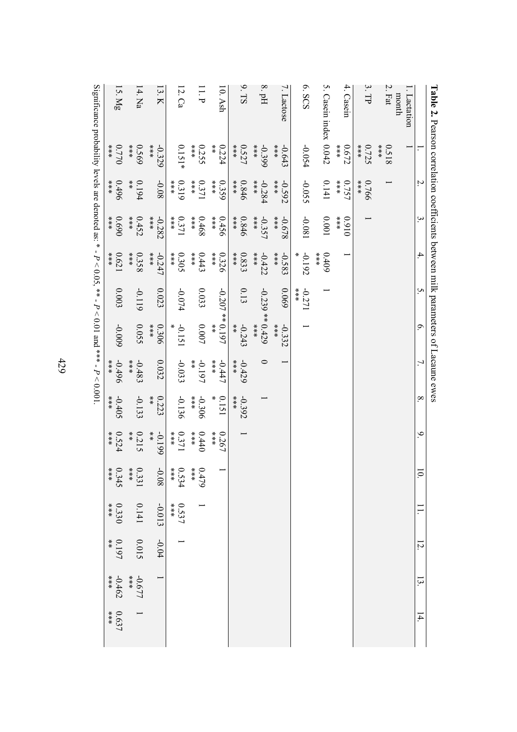**Table 2.** Pearson correlation coefficients between milk parameters of Lacaune ewes

| | 1. | 2. | 3. | 4. | 5. | 6. | 7. | 8. | 9. | 10. | 11. | 12. | 13. | 14. |
|---|---|---|---|---|---|---|---|---|---|---|---|---|---|---|
| 1. Lactation month | 1 | | | | | | | | | | | | | |
| 2. Fat | 0.518*** | 1 | | | | | | | | | | | | |
| 3. TP | 0.725*** | 0.766*** | 1 | | | | | | | | | | | |
| 4. Casein | 0.672*** | 0.757*** | 0.910*** | 1 | | | | | | | | | | |
| 5. Casein index | 0.042 | 0.141 | 0.001 | 0.409*** | 1 | | | | | | | | | |
| 6. SCS | -0.054 | -0.055 | -0.081 | -0.192* | -0.271*** | 1 | | | | | | | | |
| 7. Lactose | -0.643*** | -0.592*** | -0.678*** | -0.583*** | 0.069 | -0.332*** | 1 | | | | | | | |
| 8. pH | -0.399*** | -0.284*** | -0.357*** | -0.422*** | -0.239** | 0.429*** | 0 | 1 | | | | | | |
| 9. TS | 0.527*** | 0.846*** | 0.846*** | 0.833*** | 0.13 | -0.243** | -0.429*** | -0.392*** | 1 | | | | | |
| 10. Ash | 0.224** | 0.359*** | 0.456*** | 0.326*** | -0.207** | 0.197** | -0.447*** | 0.151* | 0.267*** | 1 | | | | |
| 11. P | 0.255*** | 0.371*** | 0.468*** | 0.443*** | 0.033 | 0.007 | -0.197** | -0.306*** | 0.440*** | 0.479*** | 1 | | | |
| 12. Ca | 0.151* | 0.319*** | 0.371*** | 0.305*** | -0.074 | -0.151* | -0.033 | -0.136 | 0.371*** | 0.534*** | 0.537*** | 1 | | |
| 13. K | -0.329*** | -0.08 | -0.282*** | -0.247*** | 0.023 | 0.306*** | 0.032 | 0.223** | -0.199** | -0.08 | -0.013 | -0.04 | 1 | |
| 14. Na | 0.569*** | 0.194** | 0.452*** | 0.358*** | -0.119 | 0.055 | -0.483*** | -0.133 | 0.215** | 0.331*** | 0.141 | 0.015 | -0.677*** | 1 |
| 15. Mg | 0.770*** | 0.496*** | 0.690*** | 0.621*** | 0.003 | -0.009 | -0.496*** | -0.405*** | 0.524*** | 0.345*** | 0.330*** | 0.197** | -0.462*** | 0.637*** |

Significance probability levels are denoted as: * - $P < 0.05$, ** - $P < 0.01$ and *** - $P < 0.001$.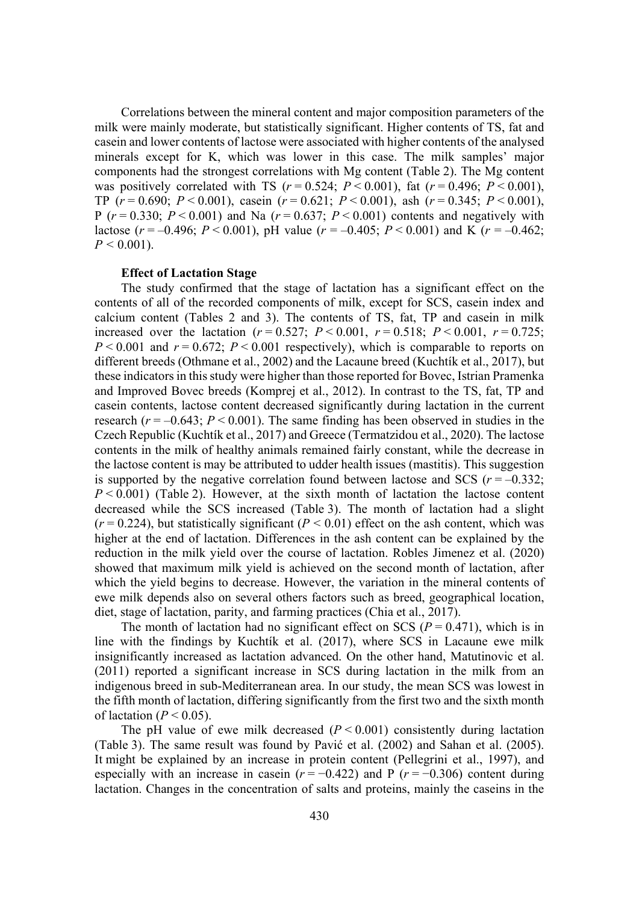Correlations between the mineral content and major composition parameters of the milk were mainly moderate, but statistically significant. Higher contents of TS, fat and casein and lower contents of lactose were associated with higher contents of the analysed minerals except for K, which was lower in this case. The milk samples' major components had the strongest correlations with Mg content (Table 2). The Mg content was positively correlated with TS ($r = 0.524$; $P < 0.001$), fat ($r = 0.496$; $P < 0.001$), TP ($r = 0.690$; $P < 0.001$), casein ($r = 0.621$; $P < 0.001$), ash ($r = 0.345$; $P < 0.001$), P ($r = 0.330$; $P < 0.001$) and Na ($r = 0.637$; $P < 0.001$) contents and negatively with lactose ($r = –0.496$; $P < 0.001$), pH value ($r = –0.405$; $P < 0.001$) and K ($r = –0.462$; $P < 0.001$).

**Effect of Lactation Stage**

The study confirmed that the stage of lactation has a significant effect on the contents of all of the recorded components of milk, except for SCS, casein index and calcium content (Tables 2 and 3). The contents of TS, fat, TP and casein in milk increased over the lactation ($r = 0.527$; $P < 0.001$, $r = 0.518$; $P < 0.001$, $r = 0.725$; $P < 0.001$ and $r = 0.672$; $P < 0.001$ respectively), which is comparable to reports on different breeds (Othmane et al., 2002) and the Lacaune breed (Kuchtík et al., 2017), but these indicators in this study were higher than those reported for Bovec, Istrian Pramenka and Improved Bovec breeds (Komprej et al., 2012). In contrast to the TS, fat, TP and casein contents, lactose content decreased significantly during lactation in the current research ($r = –0.643$; $P < 0.001$). The same finding has been observed in studies in the Czech Republic (Kuchtík et al., 2017) and Greece (Termatzidou et al., 2020). The lactose contents in the milk of healthy animals remained fairly constant, while the decrease in the lactose content is may be attributed to udder health issues (mastitis). This suggestion is supported by the negative correlation found between lactose and SCS ($r = –0.332$; $P < 0.001$) (Table 2). However, at the sixth month of lactation the lactose content decreased while the SCS increased (Table 3). The month of lactation had a slight ($r = 0.224$), but statistically significant ($P < 0.01$) effect on the ash content, which was higher at the end of lactation. Differences in the ash content can be explained by the reduction in the milk yield over the course of lactation. Robles Jimenez et al. (2020) showed that maximum milk yield is achieved on the second month of lactation, after which the yield begins to decrease. However, the variation in the mineral contents of ewe milk depends also on several others factors such as breed, geographical location, diet, stage of lactation, parity, and farming practices (Chia et al., 2017).

The month of lactation had no significant effect on SCS ($P = 0.471$), which is in line with the findings by Kuchtík et al. (2017), where SCS in Lacaune ewe milk insignificantly increased as lactation advanced. On the other hand, Matutinovic et al. (2011) reported a significant increase in SCS during lactation in the milk from an indigenous breed in sub-Mediterranean area. In our study, the mean SCS was lowest in the fifth month of lactation, differing significantly from the first two and the sixth month of lactation ($P < 0.05$).

The pH value of ewe milk decreased ($P < 0.001$) consistently during lactation (Table 3). The same result was found by Pavić et al. (2002) and Sahan et al. (2005). It might be explained by an increase in protein content (Pellegrini et al., 1997), and especially with an increase in casein ($r = −0.422$) and P ($r = −0.306$) content during lactation. Changes in the concentration of salts and proteins, mainly the caseins in the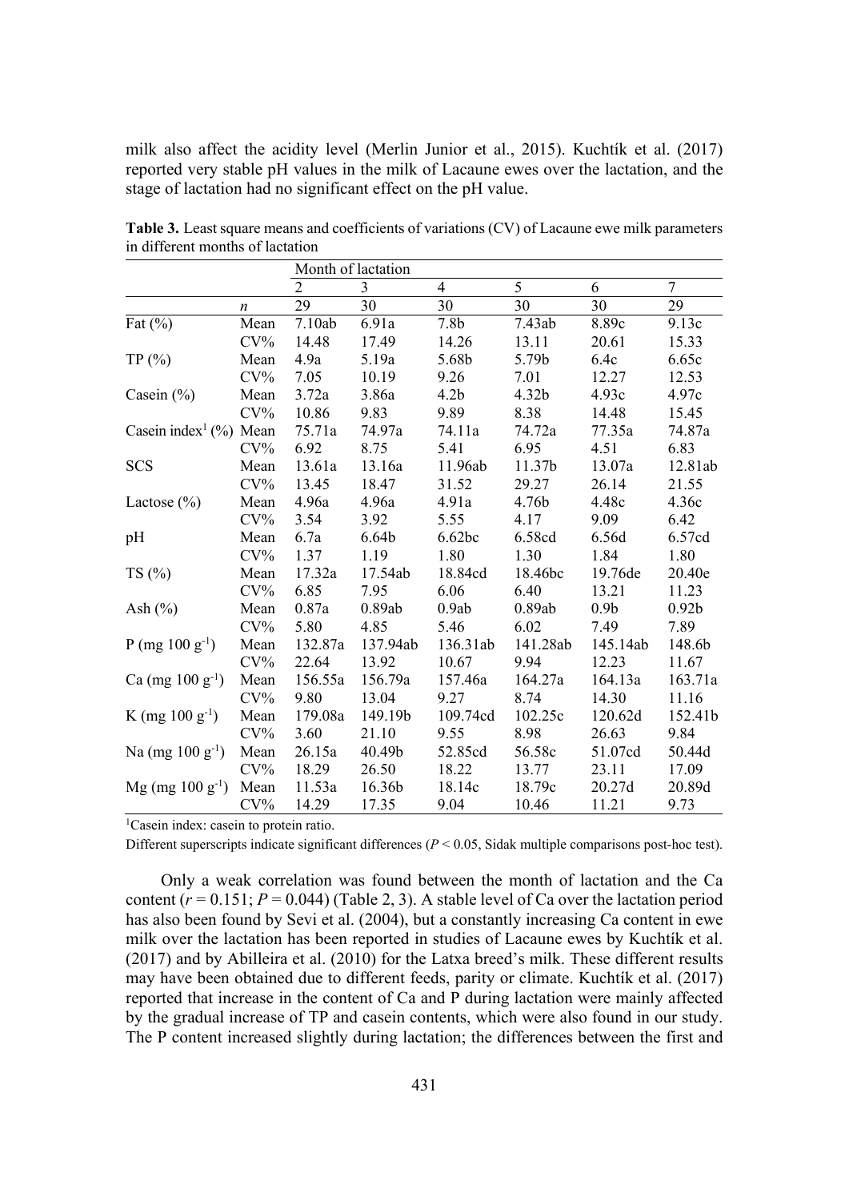milk also affect the acidity level (Merlin Junior et al., 2015). Kuchtík et al. (2017) reported very stable pH values in the milk of Lacaune ewes over the lactation, and the stage of lactation had no significant effect on the pH value.

**Table 3.** Least square means and coefficients of variations (CV) of Lacaune ewe milk parameters in different months of lactation

| | | Month of lactation | | | | | |
|---|---|---|---|---|---|---|---|
| | | 2 | 3 | 4 | 5 | 6 | 7 |
| | *n* | 29 | 30 | 30 | 30 | 30 | 29 |
| Fat (%) | Mean | 7.10ab | 6.91a | 7.8b | 7.43ab | 8.89c | 9.13c |
| | CV% | 14.48 | 17.49 | 14.26 | 13.11 | 20.61 | 15.33 |
| TP (%) | Mean | 4.9a | 5.19a | 5.68b | 5.79b | 6.4c | 6.65c |
| | CV% | 7.05 | 10.19 | 9.26 | 7.01 | 12.27 | 12.53 |
| Casein (%) | Mean | 3.72a | 3.86a | 4.2b | 4.32b | 4.93c | 4.97c |
| | CV% | 10.86 | 9.83 | 9.89 | 8.38 | 14.48 | 15.45 |
| Casein index[1] (%) | Mean | 75.71a | 74.97a | 74.11a | 74.72a | 77.35a | 74.87a |
| | CV% | 6.92 | 8.75 | 5.41 | 6.95 | 4.51 | 6.83 |
| SCS | Mean | 13.61a | 13.16a | 11.96ab | 11.37b | 13.07a | 12.81ab |
| | CV% | 13.45 | 18.47 | 31.52 | 29.27 | 26.14 | 21.55 |
| Lactose (%) | Mean | 4.96a | 4.96a | 4.91a | 4.76b | 4.48c | 4.36c |
| | CV% | 3.54 | 3.92 | 5.55 | 4.17 | 9.09 | 6.42 |
| pH | Mean | 6.7a | 6.64b | 6.62bc | 6.58cd | 6.56d | 6.57cd |
| | CV% | 1.37 | 1.19 | 1.80 | 1.30 | 1.84 | 1.80 |
| TS (%) | Mean | 17.32a | 17.54ab | 18.84cd | 18.46bc | 19.76de | 20.40e |
| | CV% | 6.85 | 7.95 | 6.06 | 6.40 | 13.21 | 11.23 |
| Ash (%) | Mean | 0.87a | 0.89ab | 0.9ab | 0.89ab | 0.9b | 0.92b |
| | CV% | 5.80 | 4.85 | 5.46 | 6.02 | 7.49 | 7.89 |
| P (mg 100 $g^{-1}$) | Mean | 132.87a | 137.94ab | 136.31ab | 141.28ab | 145.14ab | 148.6b |
| | CV% | 22.64 | 13.92 | 10.67 | 9.94 | 12.23 | 11.67 |
| Ca (mg 100 $g^{-1}$) | Mean | 156.55a | 156.79a | 157.46a | 164.27a | 164.13a | 163.71a |
| | CV% | 9.80 | 13.04 | 9.27 | 8.74 | 14.30 | 11.16 |
| K (mg 100 $g^{-1}$) | Mean | 179.08a | 149.19b | 109.74cd | 102.25c | 120.62d | 152.41b |
| | CV% | 3.60 | 21.10 | 9.55 | 8.98 | 26.63 | 9.84 |
| Na (mg 100 $g^{-1}$) | Mean | 26.15a | 40.49b | 52.85cd | 56.58c | 51.07cd | 50.44d |
| | CV% | 18.29 | 26.50 | 18.22 | 13.77 | 23.11 | 17.09 |
| Mg (mg 100 $g^{-1}$) | Mean | 11.53a | 16.36b | 18.14c | 18.79c | 20.27d | 20.89d |
| | CV% | 14.29 | 17.35 | 9.04 | 10.46 | 11.21 | 9.73 |

[1]Casein index: casein to protein ratio.

Different superscripts indicate significant differences ($P < 0.05$, Sidak multiple comparisons post-hoc test).

Only a weak correlation was found between the month of lactation and the Ca content ($r = 0.151$; $P = 0.044$) (Table 2, 3). A stable level of Ca over the lactation period has also been found by Sevi et al. (2004), but a constantly increasing Ca content in ewe milk over the lactation has been reported in studies of Lacaune ewes by Kuchtík et al. (2017) and by Abilleira et al. (2010) for the Latxa breed's milk. These different results may have been obtained due to different feeds, parity or climate. Kuchtík et al. (2017) reported that increase in the content of Ca and P during lactation were mainly affected by the gradual increase of TP and casein contents, which were also found in our study. The P content increased slightly during lactation; the differences between the first and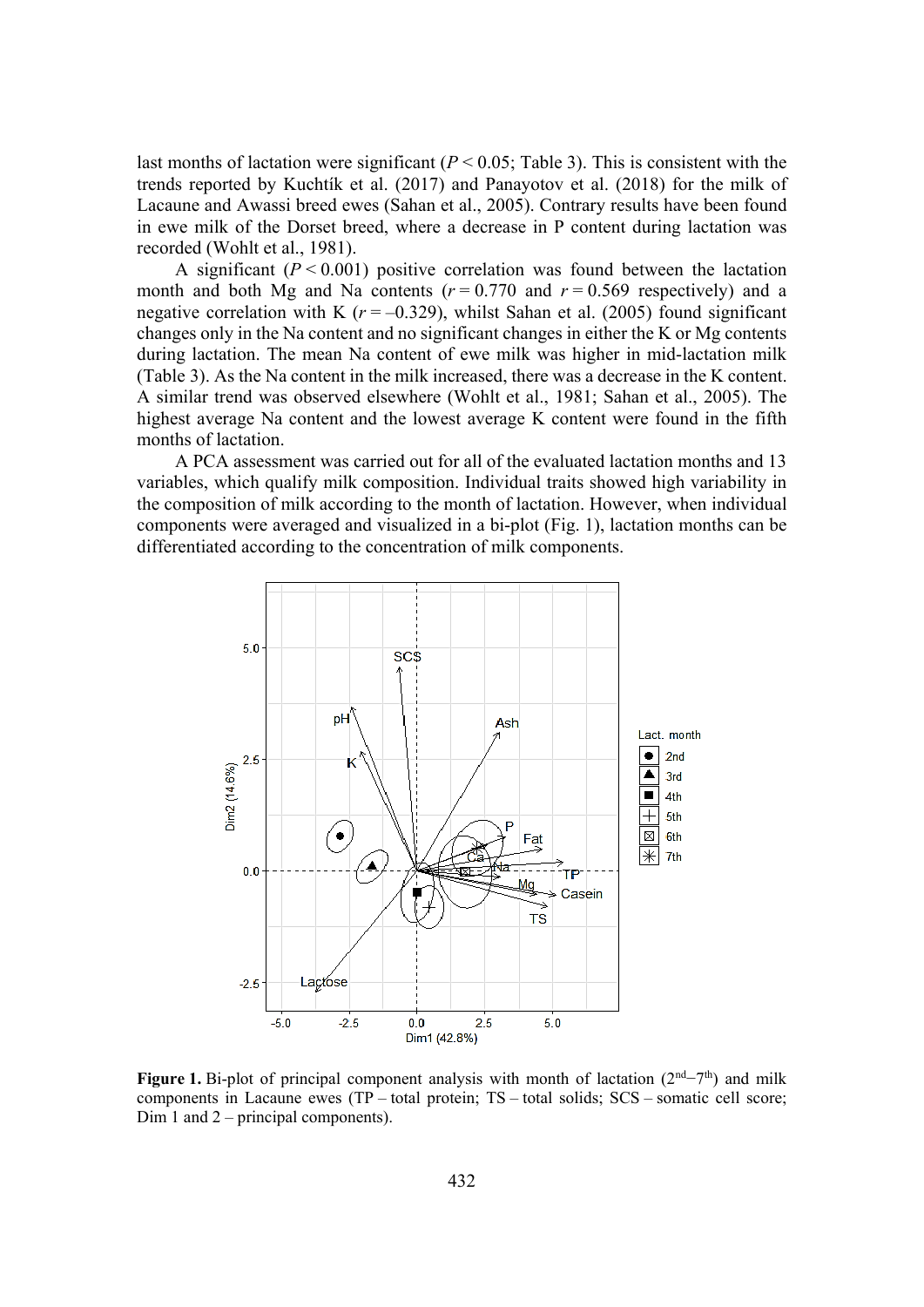last months of lactation were significant ($P < 0.05$; Table 3). This is consistent with the trends reported by Kuchtík et al. (2017) and Panayotov et al. (2018) for the milk of Lacaune and Awassi breed ewes (Sahan et al., 2005). Contrary results have been found in ewe milk of the Dorset breed, where a decrease in P content during lactation was recorded (Wohlt et al., 1981).

A significant ($P < 0.001$) positive correlation was found between the lactation month and both Mg and Na contents ($r = 0.770$ and $r = 0.569$ respectively) and a negative correlation with K ($r = –0.329$), whilst Sahan et al. (2005) found significant changes only in the Na content and no significant changes in either the K or Mg contents during lactation. The mean Na content of ewe milk was higher in mid-lactation milk (Table 3). As the Na content in the milk increased, there was a decrease in the K content. A similar trend was observed elsewhere (Wohlt et al., 1981; Sahan et al., 2005). The highest average Na content and the lowest average K content were found in the fifth months of lactation.

A PCA assessment was carried out for all of the evaluated lactation months and 13 variables, which qualify milk composition. Individual traits showed high variability in the composition of milk according to the month of lactation. However, when individual components were averaged and visualized in a bi-plot (Fig. 1), lactation months can be differentiated according to the concentration of milk components.

**Figure 1.** Bi-plot of principal component analysis with month of lactation ($2^{nd}$–$7^{th}$) and milk components in Lacaune ewes (TP – total protein; TS – total solids; SCS – somatic cell score; Dim 1 and 2 – principal components).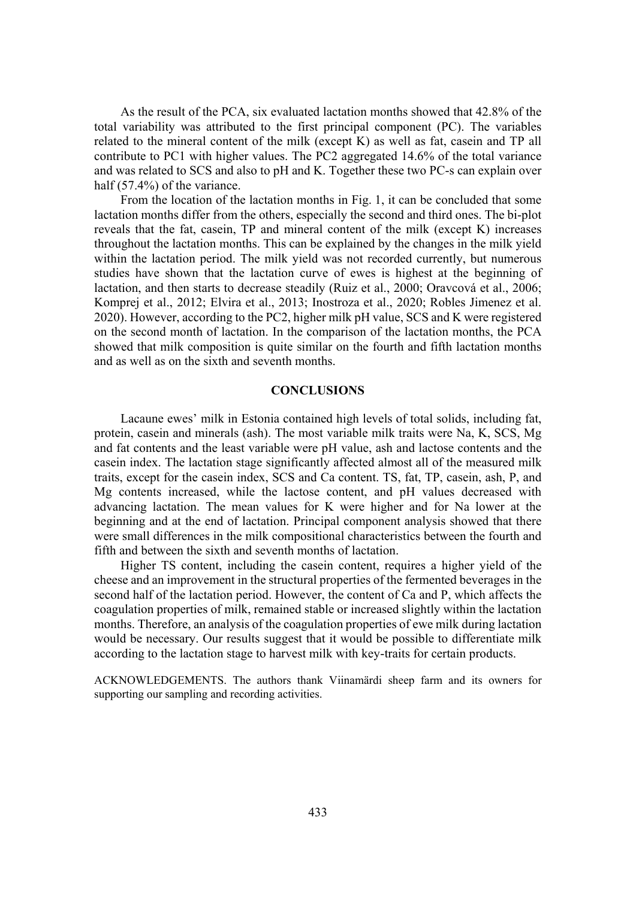As the result of the PCA, six evaluated lactation months showed that 42.8% of the total variability was attributed to the first principal component (PC). The variables related to the mineral content of the milk (except K) as well as fat, casein and TP all contribute to PC1 with higher values. The PC2 aggregated 14.6% of the total variance and was related to SCS and also to pH and K. Together these two PC-s can explain over half (57.4%) of the variance.

From the location of the lactation months in Fig. 1, it can be concluded that some lactation months differ from the others, especially the second and third ones. The bi-plot reveals that the fat, casein, TP and mineral content of the milk (except K) increases throughout the lactation months. This can be explained by the changes in the milk yield within the lactation period. The milk yield was not recorded currently, but numerous studies have shown that the lactation curve of ewes is highest at the beginning of lactation, and then starts to decrease steadily (Ruiz et al., 2000; Oravcová et al., 2006; Komprej et al., 2012; Elvira et al., 2013; Inostroza et al., 2020; Robles Jimenez et al. 2020). However, according to the PC2, higher milk pH value, SCS and K were registered on the second month of lactation. In the comparison of the lactation months, the PCA showed that milk composition is quite similar on the fourth and fifth lactation months and as well as on the sixth and seventh months.

## CONCLUSIONS

Lacaune ewes' milk in Estonia contained high levels of total solids, including fat, protein, casein and minerals (ash). The most variable milk traits were Na, K, SCS, Mg and fat contents and the least variable were pH value, ash and lactose contents and the casein index. The lactation stage significantly affected almost all of the measured milk traits, except for the casein index, SCS and Ca content. TS, fat, TP, casein, ash, P, and Mg contents increased, while the lactose content, and pH values decreased with advancing lactation. The mean values for K were higher and for Na lower at the beginning and at the end of lactation. Principal component analysis showed that there were small differences in the milk compositional characteristics between the fourth and fifth and between the sixth and seventh months of lactation.

Higher TS content, including the casein content, requires a higher yield of the cheese and an improvement in the structural properties of the fermented beverages in the second half of the lactation period. However, the content of Ca and P, which affects the coagulation properties of milk, remained stable or increased slightly within the lactation months. Therefore, an analysis of the coagulation properties of ewe milk during lactation would be necessary. Our results suggest that it would be possible to differentiate milk according to the lactation stage to harvest milk with key-traits for certain products.

ACKNOWLEDGEMENTS. The authors thank Viinamärdi sheep farm and its owners for supporting our sampling and recording activities.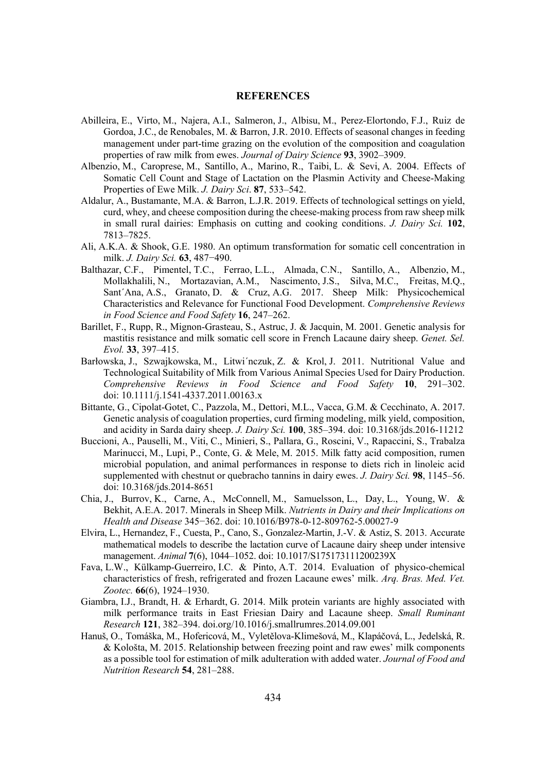## REFERENCES

Abilleira, E., Virto, M., Najera, A.I., Salmeron, J., Albisu, M., Perez-Elortondo, F.J., Ruiz de Gordoa, J.C., de Renobales, M. & Barron, J.R. 2010. Effects of seasonal changes in feeding management under part-time grazing on the evolution of the composition and coagulation properties of raw milk from ewes. *Journal of Dairy Science* **93**, 3902–3909.

Albenzio, M., Caroprese, M., Santillo, A., Marino, R., Taibi, L. & Sevi, A. 2004. Effects of Somatic Cell Count and Stage of Lactation on the Plasmin Activity and Cheese-Making Properties of Ewe Milk. *J. Dairy Sci*. **87**, 533–542.

Aldalur, A., Bustamante, M.A. & Barron, L.J.R. 2019. Effects of technological settings on yield, curd, whey, and cheese composition during the cheese-making process from raw sheep milk in small rural dairies: Emphasis on cutting and cooking conditions. *J. Dairy Sci.* **102**, 7813–7825.

Ali, A.K.A. & Shook, G.E. 1980. An optimum transformation for somatic cell concentration in milk. *J. Dairy Sci.* **63**, 487−490.

Balthazar, C.F., Pimentel, T.C., Ferrao, L.L., Almada, C.N., Santillo, A., Albenzio, M., Mollakhalili, N., Mortazavian, A.M., Nascimento, J.S., Silva, M.C., Freitas, M.Q., Sant´Ana, A.S., Granato, D. & Cruz, A.G. 2017. Sheep Milk: Physicochemical Characteristics and Relevance for Functional Food Development. *Comprehensive Reviews in Food Science and Food Safety* **16**, 247–262.

Barillet, F., Rupp, R., Mignon-Grasteau, S., Astruc, J. & Jacquin, M. 2001. Genetic analysis for mastitis resistance and milk somatic cell score in French Lacaune dairy sheep. *Genet. Sel. Evol.* **33**, 397–415.

Barłowska, J., Szwajkowska, M., Litwi´nczuk, Z. & Krol, J. 2011. Nutritional Value and Technological Suitability of Milk from Various Animal Species Used for Dairy Production. *Comprehensive Reviews in Food Science and Food Safety* **10**, 291–302. doi: 10.1111/j.1541-4337.2011.00163.x

Bittante, G., Cipolat-Gotet, C., Pazzola, M., Dettori, M.L., Vacca, G.M. & Cecchinato, A. 2017. Genetic analysis of coagulation properties, curd firming modeling, milk yield, composition, and acidity in Sarda dairy sheep. *J. Dairy Sci.* **100**, 385–394. doi: 10.3168/jds.2016-11212

Buccioni, A., Pauselli, M., Viti, C., Minieri, S., Pallara, G., Roscini, V., Rapaccini, S., Trabalza Marinucci, M., Lupi, P., Conte, G. & Mele, M. 2015. Milk fatty acid composition, rumen microbial population, and animal performances in response to diets rich in linoleic acid supplemented with chestnut or quebracho tannins in dairy ewes. *J. Dairy Sci.* **98**, 1145–56. doi: 10.3168/jds.2014-8651

Chia, J., Burrov, K., Carne, A., McConnell, M., Samuelsson, L., Day, L., Young, W. & Bekhit, A.E.A. 2017. Minerals in Sheep Milk. *Nutrients in Dairy and their Implications on Health and Disease* 345−362. doi: 10.1016/B978-0-12-809762-5.00027-9

Elvira, L., Hernandez, F., Cuesta, P., Cano, S., Gonzalez-Martin, J.-V. & Astiz, S. 2013. Accurate mathematical models to describe the lactation curve of Lacaune dairy sheep under intensive management. *Animal* **7**(6), 1044–1052. doi: 10.1017/S175173111200239X

Fava, L.W., Külkamp-Guerreiro, I.C. & Pinto, A.T. 2014. Evaluation of physico-chemical characteristics of fresh, refrigerated and frozen Lacaune ewes' milk. *Arq. Bras. Med. Vet. Zootec.* **66**(6), 1924–1930.

Giambra, I.J., Brandt, H. & Erhardt, G. 2014. Milk protein variants are highly associated with milk performance traits in East Friesian Dairy and Lacaune sheep. *Small Ruminant Research* **121**, 382–394. doi.org/10.1016/j.smallrumres.2014.09.001

Hanuš, O., Tomáška, M., Hofericová, M., Vyletělova-Klimešová, M., Klapáčová, L., Jedelská, R. & Kološta, M. 2015. Relationship between freezing point and raw ewes' milk components as a possible tool for estimation of milk adulteration with added water. *Journal of Food and Nutrition Research* **54**, 281–288.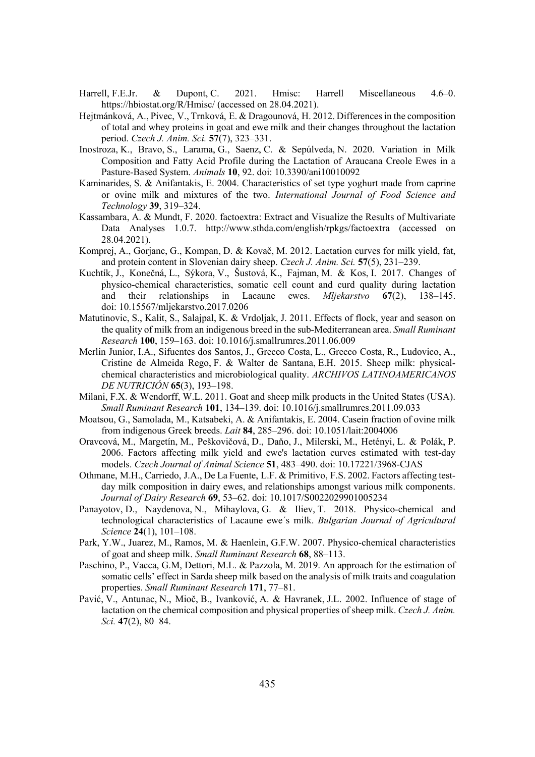Harrell, F.E.Jr. & Dupont, C. 2021. Hmisc: Harrell Miscellaneous 4.6–0. https://hbiostat.org/R/Hmisc/ (accessed on 28.04.2021).

Hejtmánková, A., Pivec, V., Trnková, E. & Dragounová, H. 2012. Differences in the composition of total and whey proteins in goat and ewe milk and their changes throughout the lactation period. *Czech J. Anim. Sci.* **57**(7), 323–331.

Inostroza, K., Bravo, S., Larama, G., Saenz, C. & Sepúlveda, N. 2020. Variation in Milk Composition and Fatty Acid Profile during the Lactation of Araucana Creole Ewes in a Pasture-Based System. *Animals* **10**, 92. doi: 10.3390/ani10010092

Kaminarides, S. & Anifantakis, E. 2004. Characteristics of set type yoghurt made from caprine or ovine milk and mixtures of the two. *International Journal of Food Science and Technology* **39**, 319–324.

Kassambara, A. & Mundt, F. 2020. factoextra: Extract and Visualize the Results of Multivariate Data Analyses 1.0.7. http://www.sthda.com/english/rpkgs/factoextra (accessed on 28.04.2021).

Komprej, A., Gorjanc, G., Kompan, D. & Kovač, M. 2012. Lactation curves for milk yield, fat, and protein content in Slovenian dairy sheep. *Czech J. Anim. Sci.* **57**(5), 231–239.

Kuchtík, J., Konečná, L., Sýkora, V., Šustová, K., Fajman, M. & Kos, I. 2017. Changes of physico-chemical characteristics, somatic cell count and curd quality during lactation and their relationships in Lacaune ewes. *Mljekarstvo* **67**(2), 138–145. doi: 10.15567/mljekarstvo.2017.0206

Matutinovic, S., Kalit, S., Salajpal, K. & Vrdoljak, J. 2011. Effects of flock, year and season on the quality of milk from an indigenous breed in the sub-Mediterranean area. *Small Ruminant Research* **100**, 159–163. doi: 10.1016/j.smallrumres.2011.06.009

Merlin Junior, I.A., Sifuentes dos Santos, J., Grecco Costa, L., Grecco Costa, R., Ludovico, A., Cristine de Almeida Rego, F. & Walter de Santana, E.H. 2015. Sheep milk: physical-chemical characteristics and microbiological quality. *ARCHIVOS LATINOAMERICANOS DE NUTRICIÓN* **65**(3), 193–198.

Milani, F.X. & Wendorff, W.L. 2011. Goat and sheep milk products in the United States (USA). *Small Ruminant Research* **101**, 134–139. doi: 10.1016/j.smallrumres.2011.09.033

Moatsou, G., Samolada, M., Katsabeki, A. & Anifantakis, E. 2004. Casein fraction of ovine milk from indigenous Greek breeds. *Lait* **84**, 285–296. doi: 10.1051/lait:2004006

Oravcová, M., Margetín, M., Peškovičová, D., Daňo, J., Milerski, M., Hetényi, L. & Polák, P. 2006. Factors affecting milk yield and ewe's lactation curves estimated with test-day models. *Czech Journal of Animal Science* **51**, 483–490. doi: 10.17221/3968-CJAS

Othmane, M.H., Carriedo, J.A., De La Fuente, L.F. & Primitivo, F.S. 2002. Factors affecting test-day milk composition in dairy ewes, and relationships amongst various milk components. *Journal of Dairy Research* **69**, 53–62. doi: 10.1017/S0022029901005234

Panayotov, D., Naydenova, N., Mihaylova, G. & Iliev, T. 2018. Physico-chemical and technological characteristics of Lacaune ewe´s milk. *Bulgarian Journal of Agricultural Science* **24**(1), 101–108.

Park, Y.W., Juarez, M., Ramos, M. & Haenlein, G.F.W. 2007. Physico-chemical characteristics of goat and sheep milk. *Small Ruminant Research* **68**, 88–113.

Paschino, P., Vacca, G.M, Dettori, M.L. & Pazzola, M. 2019. An approach for the estimation of somatic cells' effect in Sarda sheep milk based on the analysis of milk traits and coagulation properties. *Small Ruminant Research* **171**, 77–81.

Pavić, V., Antunac, N., Mioč, B., Ivanković, A. & Havranek, J.L. 2002. Influence of stage of lactation on the chemical composition and physical properties of sheep milk. *Czech J. Anim. Sci.* **47**(2), 80–84.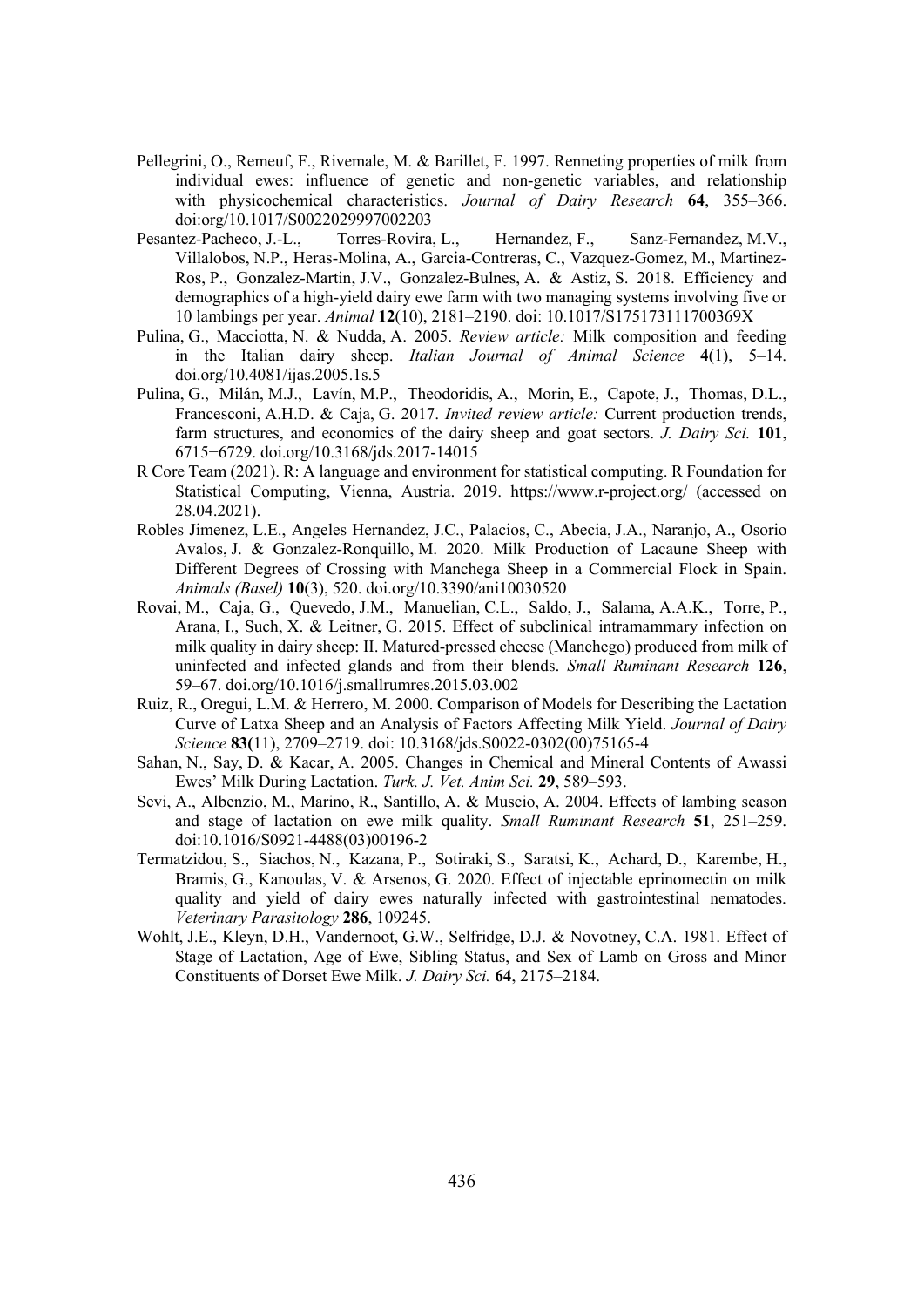Pellegrini, O., Remeuf, F., Rivemale, M. & Barillet, F. 1997. Renneting properties of milk from individual ewes: influence of genetic and non-genetic variables, and relationship with physicochemical characteristics. *Journal of Dairy Research* **64**, 355–366. doi:org/10.1017/S0022029997002203

Pesantez-Pacheco, J.-L., Torres-Rovira, L., Hernandez, F., Sanz-Fernandez, M.V., Villalobos, N.P., Heras-Molina, A., Garcia-Contreras, C., Vazquez-Gomez, M., Martinez-Ros, P., Gonzalez-Martin, J.V., Gonzalez-Bulnes, A. & Astiz, S. 2018. Efficiency and demographics of a high-yield dairy ewe farm with two managing systems involving five or 10 lambings per year. *Animal* **12**(10), 2181–2190. doi: 10.1017/S175173111700369X

Pulina, G., Macciotta, N. & Nudda, A. 2005. *Review article:* Milk composition and feeding in the Italian dairy sheep. *Italian Journal of Animal Science* **4**(1), 5–14. doi.org/10.4081/ijas.2005.1s.5

Pulina, G., Milán, M.J., Lavín, M.P., Theodoridis, A., Morin, E., Capote, J., Thomas, D.L., Francesconi, A.H.D. & Caja, G. 2017. *Invited review article:* Current production trends, farm structures, and economics of the dairy sheep and goat sectors. *J. Dairy Sci.* **101**, 6715−6729. doi.org/10.3168/jds.2017-14015

R Core Team (2021). R: A language and environment for statistical computing. R Foundation for Statistical Computing, Vienna, Austria. 2019. https://www.r-project.org/ (accessed on 28.04.2021).

Robles Jimenez, L.E., Angeles Hernandez, J.C., Palacios, C., Abecia, J.A., Naranjo, A., Osorio Avalos, J. & Gonzalez-Ronquillo, M. 2020. Milk Production of Lacaune Sheep with Different Degrees of Crossing with Manchega Sheep in a Commercial Flock in Spain. *Animals (Basel)* **10**(3), 520. doi.org/10.3390/ani10030520

Rovai, M., Caja, G., Quevedo, J.M., Manuelian, C.L., Saldo, J., Salama, A.A.K., Torre, P., Arana, I., Such, X. & Leitner, G. 2015. Effect of subclinical intramammary infection on milk quality in dairy sheep: II. Matured-pressed cheese (Manchego) produced from milk of uninfected and infected glands and from their blends. *Small Ruminant Research* **126**, 59–67. doi.org/10.1016/j.smallrumres.2015.03.002

Ruiz, R., Oregui, L.M. & Herrero, M. 2000. Comparison of Models for Describing the Lactation Curve of Latxa Sheep and an Analysis of Factors Affecting Milk Yield. *Journal of Dairy Science* **83(**11), 2709–2719. doi: 10.3168/jds.S0022-0302(00)75165-4

Sahan, N., Say, D. & Kacar, A. 2005. Changes in Chemical and Mineral Contents of Awassi Ewes' Milk During Lactation. *Turk. J. Vet. Anim Sci.* **29**, 589–593.

Sevi, A., Albenzio, M., Marino, R., Santillo, A. & Muscio, A. 2004. Effects of lambing season and stage of lactation on ewe milk quality. *Small Ruminant Research* **51**, 251–259. doi:10.1016/S0921-4488(03)00196-2

Termatzidou, S., Siachos, N., Kazana, P., Sotiraki, S., Saratsi, K., Achard, D., Karembe, H., Bramis, G., Kanoulas, V. & Arsenos, G. 2020. Effect of injectable eprinomectin on milk quality and yield of dairy ewes naturally infected with gastrointestinal nematodes. *Veterinary Parasitology* **286**, 109245.

Wohlt, J.E., Kleyn, D.H., Vandernoot, G.W., Selfridge, D.J. & Novotney, C.A. 1981. Effect of Stage of Lactation, Age of Ewe, Sibling Status, and Sex of Lamb on Gross and Minor Constituents of Dorset Ewe Milk. *J. Dairy Sci.* **64**, 2175–2184.